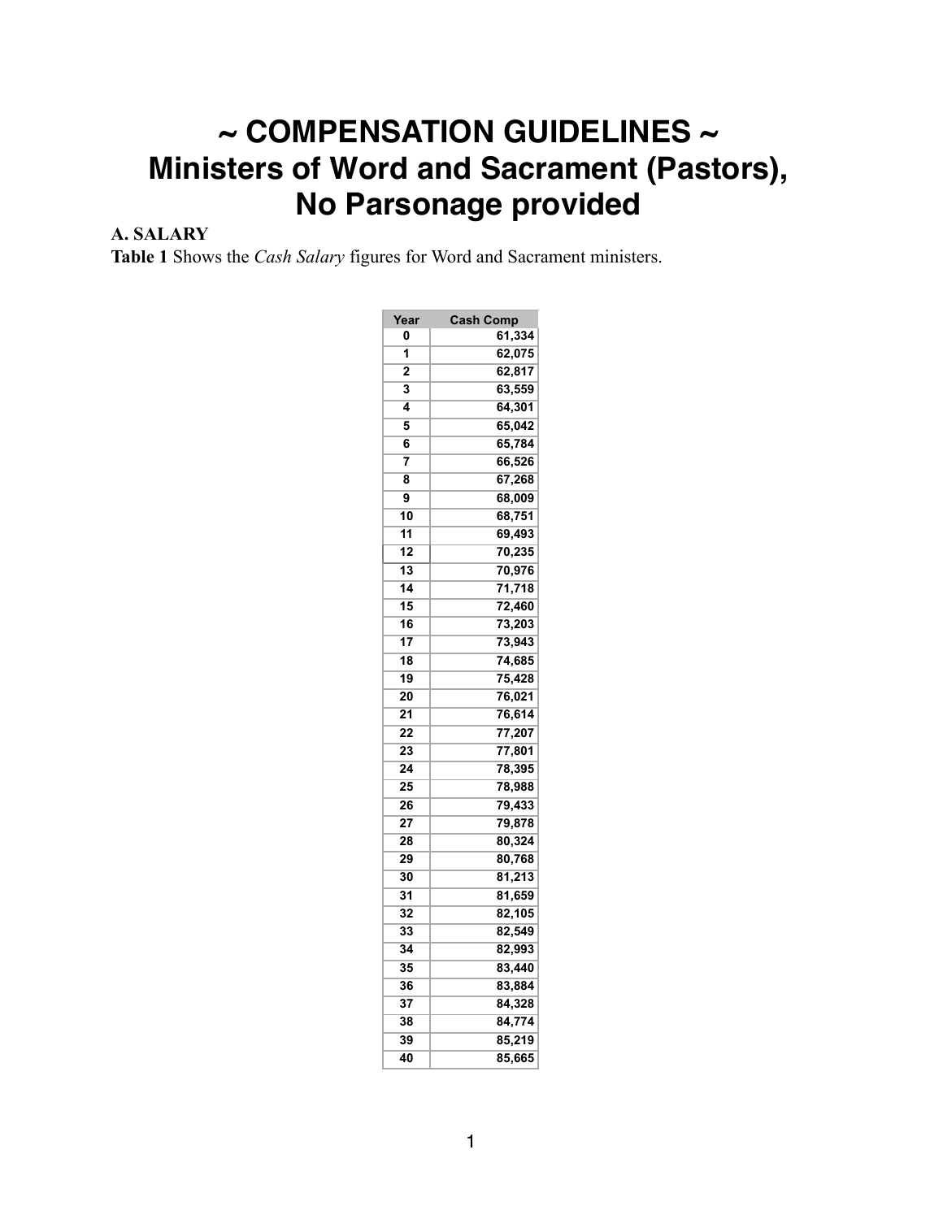# ~ COMPENSATION GUIDELINES ~
# Ministers of Word and Sacrament (Pastors), No Parsonage provided

**A. SALARY**

**Table 1** Shows the *Cash Salary* figures for Word and Sacrament ministers.

| Year | Cash Comp |
|---|---|
| 0 | 61,334 |
| 1 | 62,075 |
| 2 | 62,817 |
| 3 | 63,559 |
| 4 | 64,301 |
| 5 | 65,042 |
| 6 | 65,784 |
| 7 | 66,526 |
| 8 | 67,268 |
| 9 | 68,009 |
| 10 | 68,751 |
| 11 | 69,493 |
| 12 | 70,235 |
| 13 | 70,976 |
| 14 | 71,718 |
| 15 | 72,460 |
| 16 | 73,203 |
| 17 | 73,943 |
| 18 | 74,685 |
| 19 | 75,428 |
| 20 | 76,021 |
| 21 | 76,614 |
| 22 | 77,207 |
| 23 | 77,801 |
| 24 | 78,395 |
| 25 | 78,988 |
| 26 | 79,433 |
| 27 | 79,878 |
| 28 | 80,324 |
| 29 | 80,768 |
| 30 | 81,213 |
| 31 | 81,659 |
| 32 | 82,105 |
| 33 | 82,549 |
| 34 | 82,993 |
| 35 | 83,440 |
| 36 | 83,884 |
| 37 | 84,328 |
| 38 | 84,774 |
| 39 | 85,219 |
| 40 | 85,665 |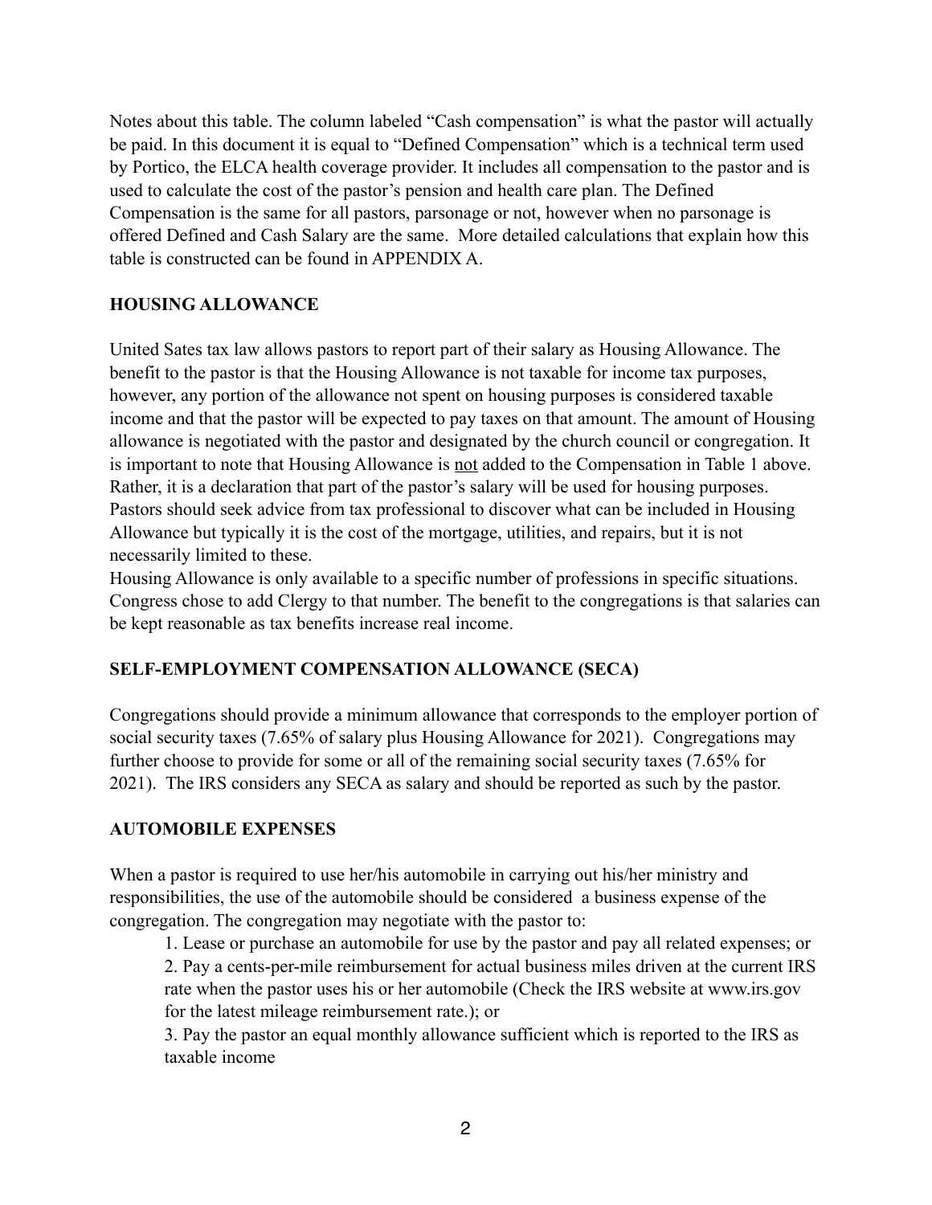Notes about this table. The column labeled "Cash compensation" is what the pastor will actually be paid. In this document it is equal to "Defined Compensation" which is a technical term used by Portico, the ELCA health coverage provider. It includes all compensation to the pastor and is used to calculate the cost of the pastor's pension and health care plan. The Defined Compensation is the same for all pastors, parsonage or not, however when no parsonage is offered Defined and Cash Salary are the same. More detailed calculations that explain how this table is constructed can be found in APPENDIX A.

**HOUSING ALLOWANCE**

United Sates tax law allows pastors to report part of their salary as Housing Allowance. The benefit to the pastor is that the Housing Allowance is not taxable for income tax purposes, however, any portion of the allowance not spent on housing purposes is considered taxable income and that the pastor will be expected to pay taxes on that amount. The amount of Housing allowance is negotiated with the pastor and designated by the church council or congregation. It is important to note that Housing Allowance is <u>not</u> added to the Compensation in Table 1 above. Rather, it is a declaration that part of the pastor's salary will be used for housing purposes. Pastors should seek advice from tax professional to discover what can be included in Housing Allowance but typically it is the cost of the mortgage, utilities, and repairs, but it is not necessarily limited to these.

Housing Allowance is only available to a specific number of professions in specific situations. Congress chose to add Clergy to that number. The benefit to the congregations is that salaries can be kept reasonable as tax benefits increase real income.

**SELF-EMPLOYMENT COMPENSATION ALLOWANCE (SECA)**

Congregations should provide a minimum allowance that corresponds to the employer portion of social security taxes (7.65% of salary plus Housing Allowance for 2021). Congregations may further choose to provide for some or all of the remaining social security taxes (7.65% for 2021). The IRS considers any SECA as salary and should be reported as such by the pastor.

**AUTOMOBILE EXPENSES**

When a pastor is required to use her/his automobile in carrying out his/her ministry and responsibilities, the use of the automobile should be considered a business expense of the congregation. The congregation may negotiate with the pastor to:

1. Lease or purchase an automobile for use by the pastor and pay all related expenses; or
2. Pay a cents-per-mile reimbursement for actual business miles driven at the current IRS rate when the pastor uses his or her automobile (Check the IRS website at www.irs.gov for the latest mileage reimbursement rate.); or
3. Pay the pastor an equal monthly allowance sufficient which is reported to the IRS as taxable income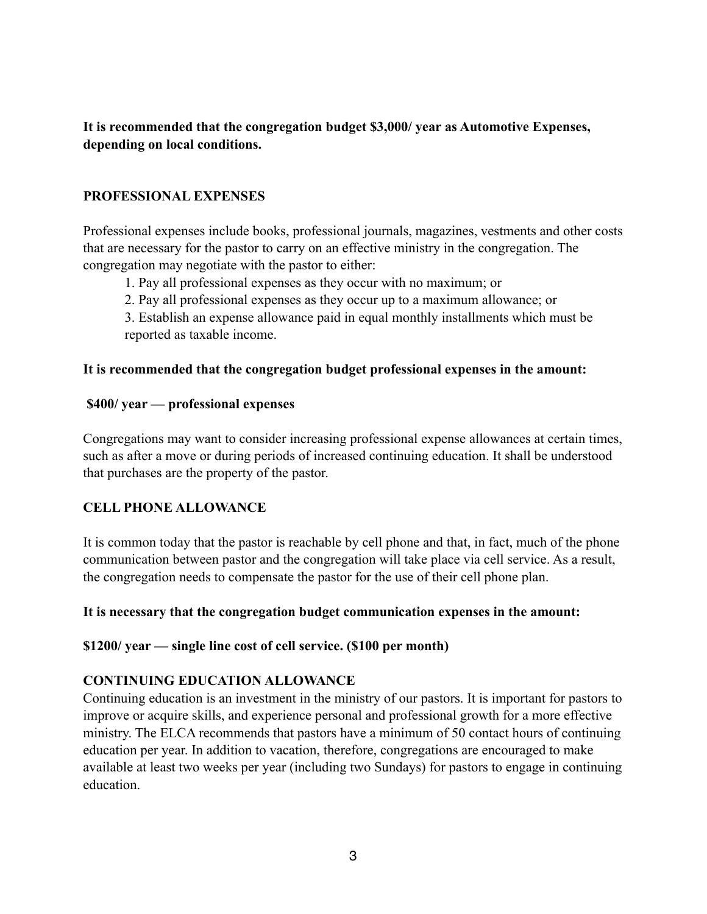**It is recommended that the congregation budget $3,000/ year as Automotive Expenses, depending on local conditions.**

## PROFESSIONAL EXPENSES

Professional expenses include books, professional journals, magazines, vestments and other costs that are necessary for the pastor to carry on an effective ministry in the congregation. The congregation may negotiate with the pastor to either:

1. Pay all professional expenses as they occur with no maximum; or
2. Pay all professional expenses as they occur up to a maximum allowance; or
3. Establish an expense allowance paid in equal monthly installments which must be reported as taxable income.

**It is recommended that the congregation budget professional expenses in the amount:**

**$400/ year — professional expenses**

Congregations may want to consider increasing professional expense allowances at certain times, such as after a move or during periods of increased continuing education. It shall be understood that purchases are the property of the pastor.

## CELL PHONE ALLOWANCE

It is common today that the pastor is reachable by cell phone and that, in fact, much of the phone communication between pastor and the congregation will take place via cell service. As a result, the congregation needs to compensate the pastor for the use of their cell phone plan.

**It is necessary that the congregation budget communication expenses in the amount:**

**$1200/ year — single line cost of cell service. ($100 per month)**

## CONTINUING EDUCATION ALLOWANCE

Continuing education is an investment in the ministry of our pastors. It is important for pastors to improve or acquire skills, and experience personal and professional growth for a more effective ministry. The ELCA recommends that pastors have a minimum of 50 contact hours of continuing education per year. In addition to vacation, therefore, congregations are encouraged to make available at least two weeks per year (including two Sundays) for pastors to engage in continuing education.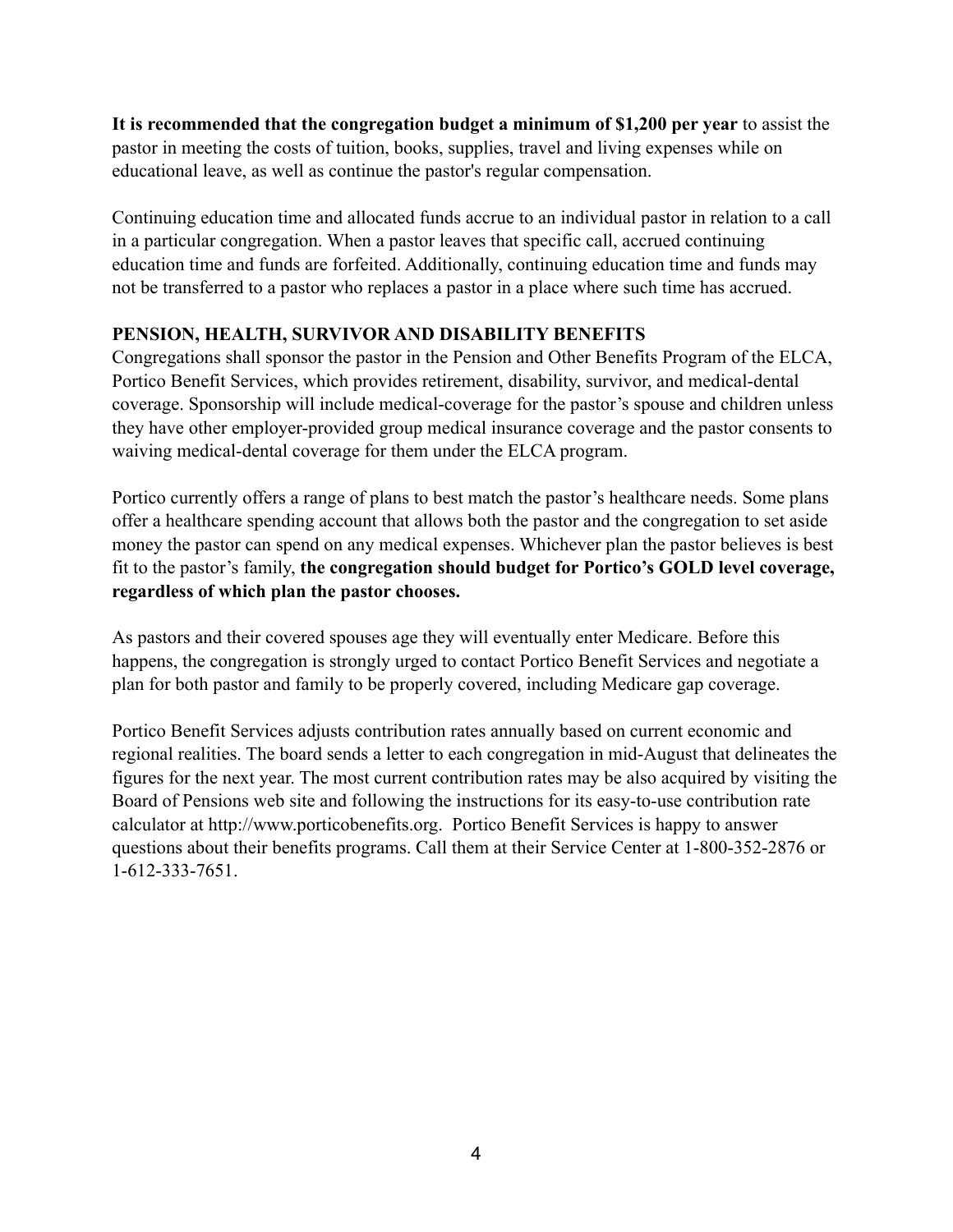**It is recommended that the congregation budget a minimum of $1,200 per year** to assist the pastor in meeting the costs of tuition, books, supplies, travel and living expenses while on educational leave, as well as continue the pastor's regular compensation.

Continuing education time and allocated funds accrue to an individual pastor in relation to a call in a particular congregation. When a pastor leaves that specific call, accrued continuing education time and funds are forfeited. Additionally, continuing education time and funds may not be transferred to a pastor who replaces a pastor in a place where such time has accrued.

## PENSION, HEALTH, SURVIVOR AND DISABILITY BENEFITS

Congregations shall sponsor the pastor in the Pension and Other Benefits Program of the ELCA, Portico Benefit Services, which provides retirement, disability, survivor, and medical-dental coverage. Sponsorship will include medical-coverage for the pastor's spouse and children unless they have other employer-provided group medical insurance coverage and the pastor consents to waiving medical-dental coverage for them under the ELCA program.

Portico currently offers a range of plans to best match the pastor's healthcare needs. Some plans offer a healthcare spending account that allows both the pastor and the congregation to set aside money the pastor can spend on any medical expenses. Whichever plan the pastor believes is best fit to the pastor's family, **the congregation should budget for Portico's GOLD level coverage, regardless of which plan the pastor chooses.**

As pastors and their covered spouses age they will eventually enter Medicare. Before this happens, the congregation is strongly urged to contact Portico Benefit Services and negotiate a plan for both pastor and family to be properly covered, including Medicare gap coverage.

Portico Benefit Services adjusts contribution rates annually based on current economic and regional realities. The board sends a letter to each congregation in mid-August that delineates the figures for the next year. The most current contribution rates may be also acquired by visiting the Board of Pensions web site and following the instructions for its easy-to-use contribution rate calculator at http://www.porticobenefits.org. Portico Benefit Services is happy to answer questions about their benefits programs. Call them at their Service Center at 1-800-352-2876 or 1-612-333-7651.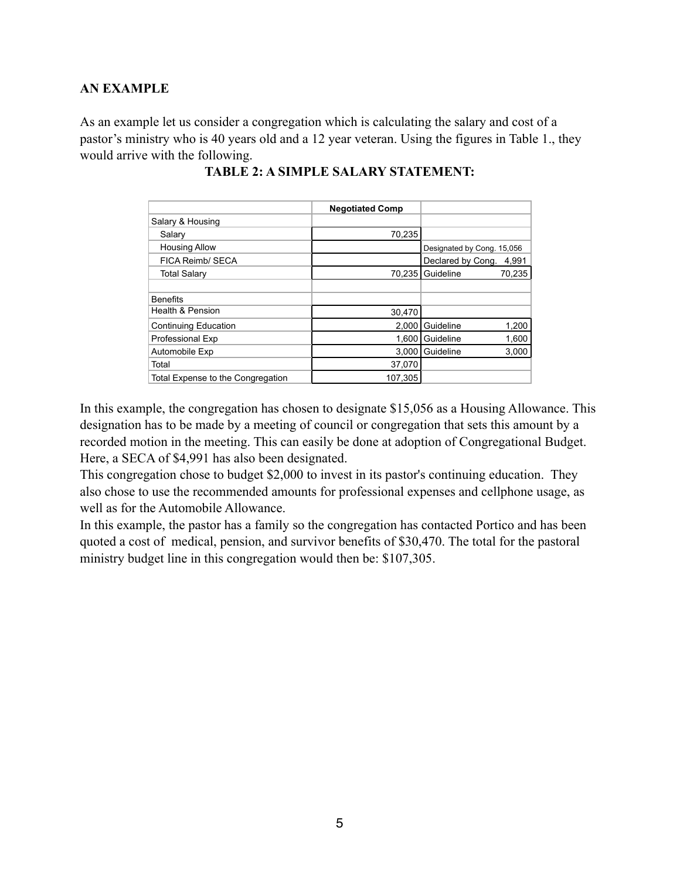**AN EXAMPLE**

As an example let us consider a congregation which is calculating the salary and cost of a pastor's ministry who is 40 years old and a 12 year veteran. Using the figures in Table 1., they would arrive with the following.

**TABLE 2: A SIMPLE SALARY STATEMENT:**

| | Negotiated Comp | |
|---|---|---|
| Salary & Housing | | |
| Salary | 70,235 | |
| Housing Allow | | Designated by Cong. 15,056 |
| FICA Reimb/ SECA | | Declared by Cong. 4,991 |
| Total Salary | 70,235 | Guideline 70,235 |
| | | |
| Benefits | | |
| Health & Pension | 30,470 | |
| Continuing Education | 2,000 | Guideline 1,200 |
| Professional Exp | 1,600 | Guideline 1,600 |
| Automobile Exp | 3,000 | Guideline 3,000 |
| Total | 37,070 | |
| Total Expense to the Congregation | 107,305 | |

In this example, the congregation has chosen to designate $15,056 as a Housing Allowance. This designation has to be made by a meeting of council or congregation that sets this amount by a recorded motion in the meeting. This can easily be done at adoption of Congregational Budget. Here, a SECA of $4,991 has also been designated.

This congregation chose to budget $2,000 to invest in its pastor's continuing education. They also chose to use the recommended amounts for professional expenses and cellphone usage, as well as for the Automobile Allowance.

In this example, the pastor has a family so the congregation has contacted Portico and has been quoted a cost of medical, pension, and survivor benefits of $30,470. The total for the pastoral ministry budget line in this congregation would then be: $107,305.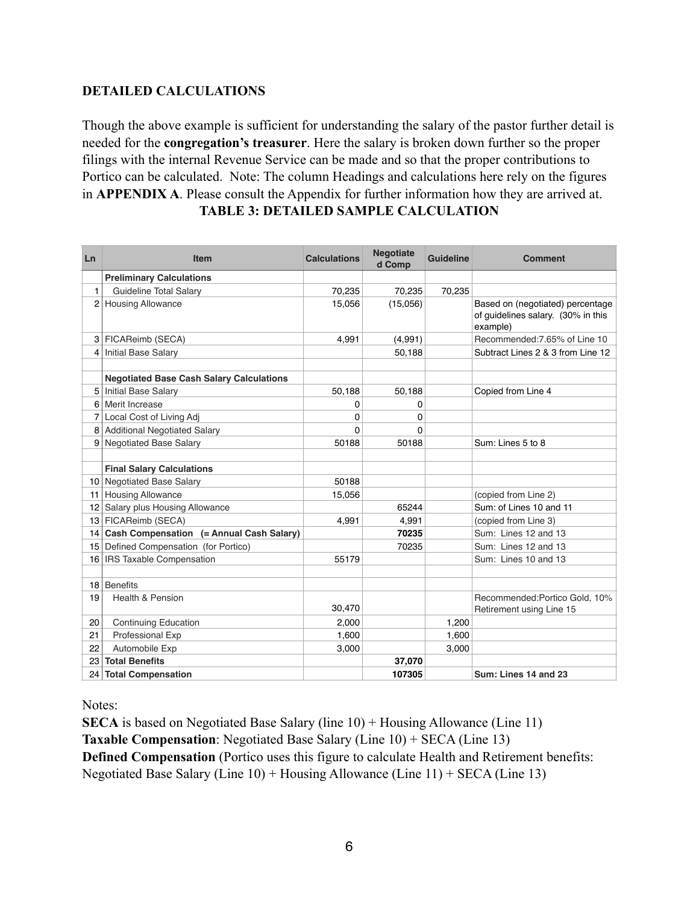## DETAILED CALCULATIONS

Though the above example is sufficient for understanding the salary of the pastor further detail is needed for the **congregation's treasurer**. Here the salary is broken down further so the proper filings with the internal Revenue Service can be made and so that the proper contributions to Portico can be calculated. Note: The column Headings and calculations here rely on the figures in **APPENDIX A**. Please consult the Appendix for further information how they are arrived at.

**TABLE 3: DETAILED SAMPLE CALCULATION**

| Ln | Item | Calculations | Negotiated Comp | Guideline | Comment |
|---|---|---|---|---|---|
| | **Preliminary Calculations** | | | | |
| 1 | Guideline Total Salary | 70,235 | 70,235 | 70,235 | |
| 2 | Housing Allowance | 15,056 | (15,056) | | Based on (negotiated) percentage of guidelines salary. (30% in this example) |
| 3 | FICAReimb (SECA) | 4,991 | (4,991) | | Recommended:7.65% of Line 10 |
| 4 | Initial Base Salary | | 50,188 | | Subtract Lines 2 & 3 from Line 12 |
| | | | | | |
| | **Negotiated Base Cash Salary Calculations** | | | | |
| 5 | Initial Base Salary | 50,188 | 50,188 | | Copied from Line 4 |
| 6 | Merit Increase | 0 | 0 | | |
| 7 | Local Cost of Living Adj | 0 | 0 | | |
| 8 | Additional Negotiated Salary | 0 | 0 | | |
| 9 | Negotiated Base Salary | 50188 | 50188 | | Sum: Lines 5 to 8 |
| | | | | | |
| | **Final Salary Calculations** | | | | |
| 10 | Negotiated Base Salary | 50188 | | | |
| 11 | Housing Allowance | 15,056 | | | (copied from Line 2) |
| 12 | Salary plus Housing Allowance | | 65244 | | Sum: of Lines 10 and 11 |
| 13 | FICAReimb (SECA) | 4,991 | 4,991 | | (copied from Line 3) |
| 14 | **Cash Compensation (= Annual Cash Salary)** | | **70235** | | Sum: Lines 12 and 13 |
| 15 | Defined Compensation (for Portico) | | 70235 | | Sum: Lines 12 and 13 |
| 16 | IRS Taxable Compensation | 55179 | | | Sum: Lines 10 and 13 |
| | | | | | |
| 18 | Benefits | | | | |
| 19 | Health & Pension | 30,470 | | | Recommended:Portico Gold, 10% Retirement using Line 15 |
| 20 | Continuing Education | 2,000 | | 1,200 | |
| 21 | Professional Exp | 1,600 | | 1,600 | |
| 22 | Automobile Exp | 3,000 | | 3,000 | |
| 23 | **Total Benefits** | | **37,070** | | |
| 24 | **Total Compensation** | | **107305** | | **Sum: Lines 14 and 23** |

Notes:

**SECA** is based on Negotiated Base Salary (line 10) + Housing Allowance (Line 11)

**Taxable Compensation**: Negotiated Base Salary (Line 10) + SECA (Line 13)

**Defined Compensation** (Portico uses this figure to calculate Health and Retirement benefits: Negotiated Base Salary (Line 10) + Housing Allowance (Line 11) + SECA (Line 13)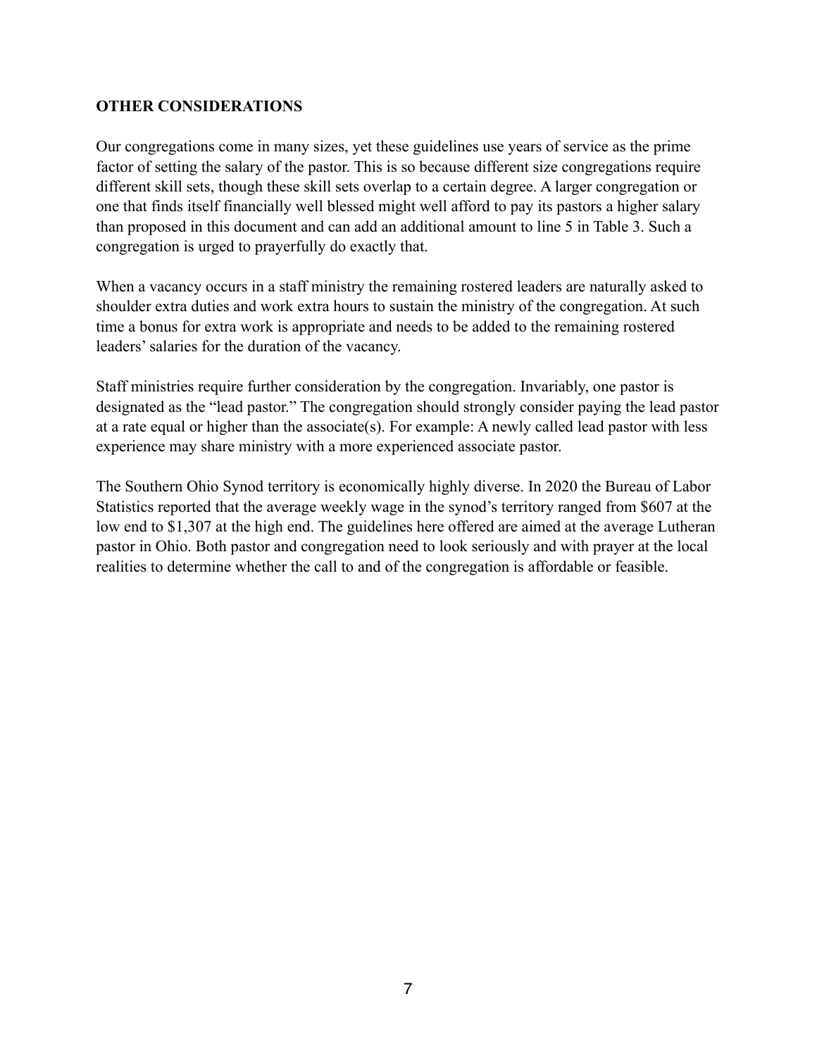**OTHER CONSIDERATIONS**

Our congregations come in many sizes, yet these guidelines use years of service as the prime factor of setting the salary of the pastor. This is so because different size congregations require different skill sets, though these skill sets overlap to a certain degree. A larger congregation or one that finds itself financially well blessed might well afford to pay its pastors a higher salary than proposed in this document and can add an additional amount to line 5 in Table 3. Such a congregation is urged to prayerfully do exactly that.

When a vacancy occurs in a staff ministry the remaining rostered leaders are naturally asked to shoulder extra duties and work extra hours to sustain the ministry of the congregation. At such time a bonus for extra work is appropriate and needs to be added to the remaining rostered leaders' salaries for the duration of the vacancy.

Staff ministries require further consideration by the congregation. Invariably, one pastor is designated as the "lead pastor." The congregation should strongly consider paying the lead pastor at a rate equal or higher than the associate(s). For example: A newly called lead pastor with less experience may share ministry with a more experienced associate pastor.

The Southern Ohio Synod territory is economically highly diverse. In 2020 the Bureau of Labor Statistics reported that the average weekly wage in the synod's territory ranged from $607 at the low end to $1,307 at the high end. The guidelines here offered are aimed at the average Lutheran pastor in Ohio. Both pastor and congregation need to look seriously and with prayer at the local realities to determine whether the call to and of the congregation is affordable or feasible.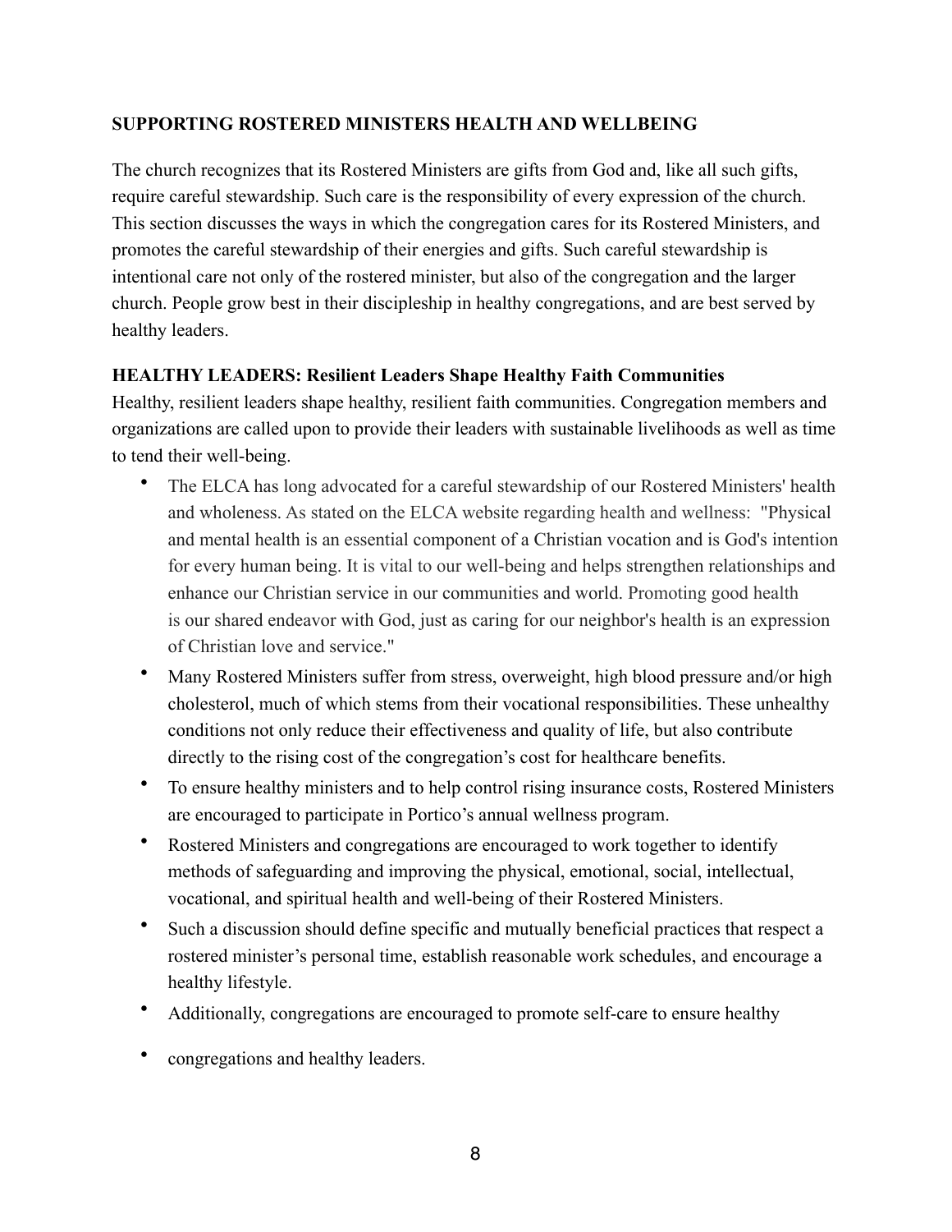## SUPPORTING ROSTERED MINISTERS HEALTH AND WELLBEING

The church recognizes that its Rostered Ministers are gifts from God and, like all such gifts, require careful stewardship. Such care is the responsibility of every expression of the church. This section discusses the ways in which the congregation cares for its Rostered Ministers, and promotes the careful stewardship of their energies and gifts. Such careful stewardship is intentional care not only of the rostered minister, but also of the congregation and the larger church. People grow best in their discipleship in healthy congregations, and are best served by healthy leaders.

### HEALTHY LEADERS: Resilient Leaders Shape Healthy Faith Communities

Healthy, resilient leaders shape healthy, resilient faith communities. Congregation members and organizations are called upon to provide their leaders with sustainable livelihoods as well as time to tend their well-being.

- The ELCA has long advocated for a careful stewardship of our Rostered Ministers' health and wholeness. As stated on the ELCA website regarding health and wellness: "Physical and mental health is an essential component of a Christian vocation and is God's intention for every human being. It is vital to our well-being and helps strengthen relationships and enhance our Christian service in our communities and world. Promoting good health is our shared endeavor with God, just as caring for our neighbor's health is an expression of Christian love and service."
- Many Rostered Ministers suffer from stress, overweight, high blood pressure and/or high cholesterol, much of which stems from their vocational responsibilities. These unhealthy conditions not only reduce their effectiveness and quality of life, but also contribute directly to the rising cost of the congregation's cost for healthcare benefits.
- To ensure healthy ministers and to help control rising insurance costs, Rostered Ministers are encouraged to participate in Portico's annual wellness program.
- Rostered Ministers and congregations are encouraged to work together to identify methods of safeguarding and improving the physical, emotional, social, intellectual, vocational, and spiritual health and well-being of their Rostered Ministers.
- Such a discussion should define specific and mutually beneficial practices that respect a rostered minister's personal time, establish reasonable work schedules, and encourage a healthy lifestyle.
- Additionally, congregations are encouraged to promote self-care to ensure healthy
- congregations and healthy leaders.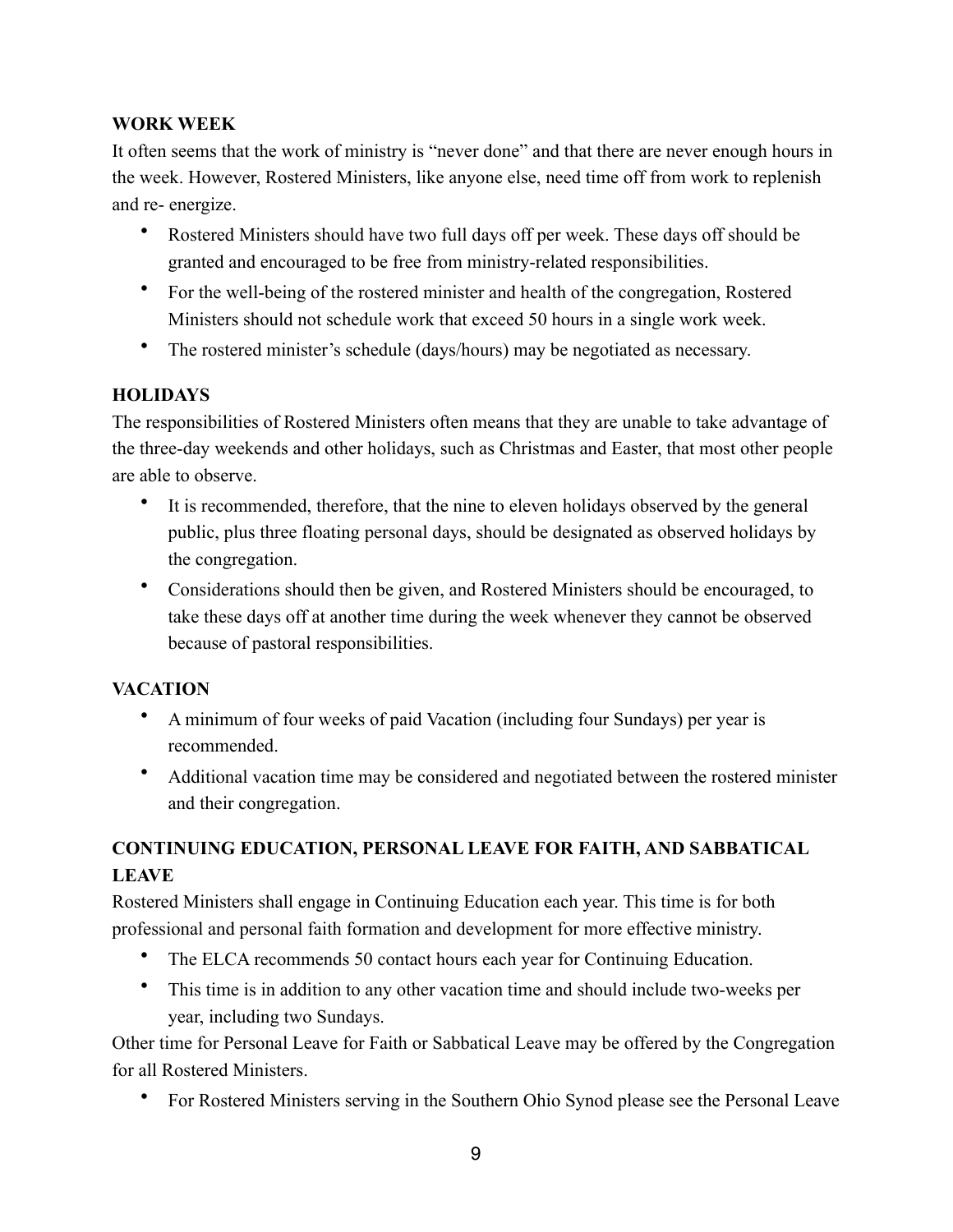## WORK WEEK

It often seems that the work of ministry is "never done" and that there are never enough hours in the week. However, Rostered Ministers, like anyone else, need time off from work to replenish and re- energize.

- Rostered Ministers should have two full days off per week. These days off should be granted and encouraged to be free from ministry-related responsibilities.
- For the well-being of the rostered minister and health of the congregation, Rostered Ministers should not schedule work that exceed 50 hours in a single work week.
- The rostered minister's schedule (days/hours) may be negotiated as necessary.

## HOLIDAYS

The responsibilities of Rostered Ministers often means that they are unable to take advantage of the three-day weekends and other holidays, such as Christmas and Easter, that most other people are able to observe.

- It is recommended, therefore, that the nine to eleven holidays observed by the general public, plus three floating personal days, should be designated as observed holidays by the congregation.
- Considerations should then be given, and Rostered Ministers should be encouraged, to take these days off at another time during the week whenever they cannot be observed because of pastoral responsibilities.

## VACATION

- A minimum of four weeks of paid Vacation (including four Sundays) per year is recommended.
- Additional vacation time may be considered and negotiated between the rostered minister and their congregation.

## CONTINUING EDUCATION, PERSONAL LEAVE FOR FAITH, AND SABBATICAL LEAVE

Rostered Ministers shall engage in Continuing Education each year. This time is for both professional and personal faith formation and development for more effective ministry.

- The ELCA recommends 50 contact hours each year for Continuing Education.
- This time is in addition to any other vacation time and should include two-weeks per year, including two Sundays.

Other time for Personal Leave for Faith or Sabbatical Leave may be offered by the Congregation for all Rostered Ministers.

- For Rostered Ministers serving in the Southern Ohio Synod please see the Personal Leave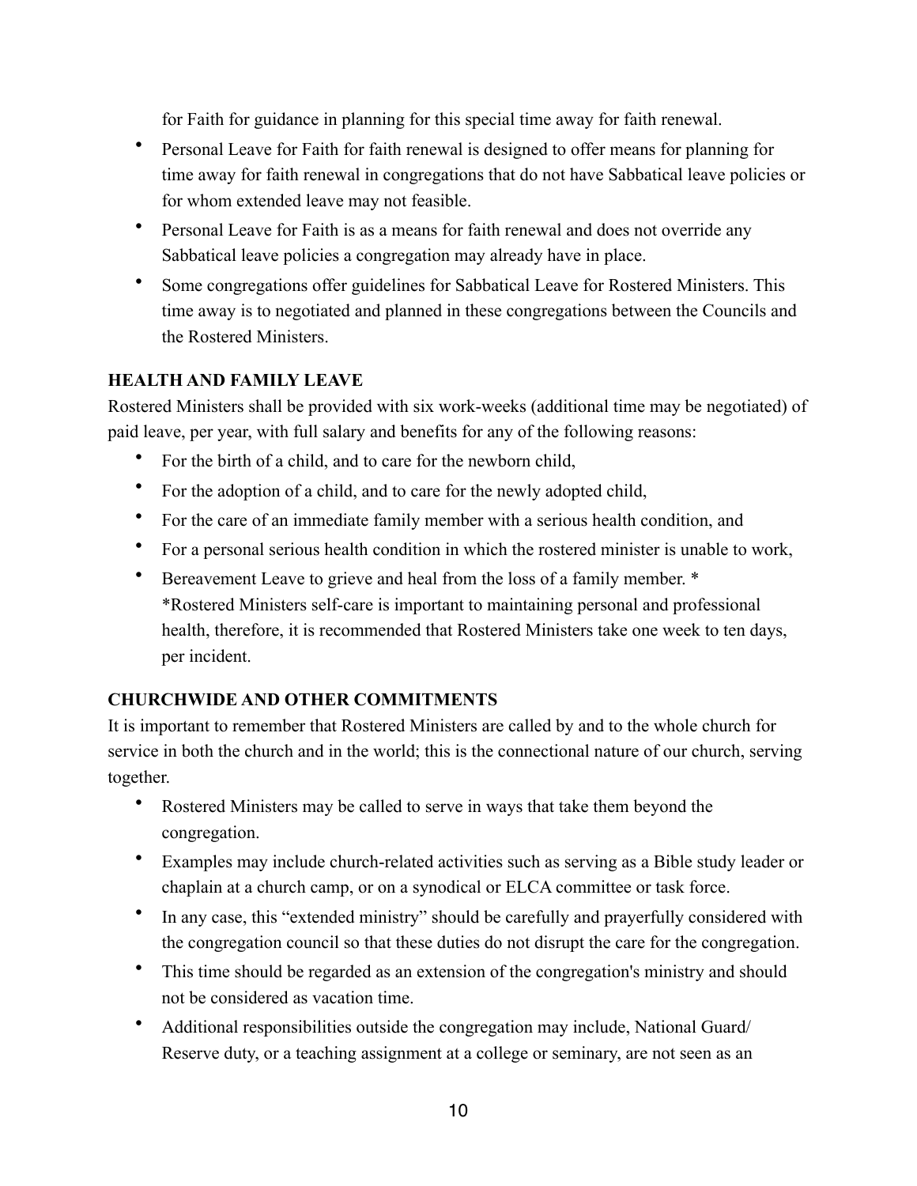for Faith for guidance in planning for this special time away for faith renewal.

- Personal Leave for Faith for faith renewal is designed to offer means for planning for time away for faith renewal in congregations that do not have Sabbatical leave policies or for whom extended leave may not feasible.
- Personal Leave for Faith is as a means for faith renewal and does not override any Sabbatical leave policies a congregation may already have in place.
- Some congregations offer guidelines for Sabbatical Leave for Rostered Ministers. This time away is to negotiated and planned in these congregations between the Councils and the Rostered Ministers.

**HEALTH AND FAMILY LEAVE**

Rostered Ministers shall be provided with six work-weeks (additional time may be negotiated) of paid leave, per year, with full salary and benefits for any of the following reasons:

- For the birth of a child, and to care for the newborn child,
- For the adoption of a child, and to care for the newly adopted child,
- For the care of an immediate family member with a serious health condition, and
- For a personal serious health condition in which the rostered minister is unable to work,
- Bereavement Leave to grieve and heal from the loss of a family member. *
  *Rostered Ministers self-care is important to maintaining personal and professional health, therefore, it is recommended that Rostered Ministers take one week to ten days, per incident.

**CHURCHWIDE AND OTHER COMMITMENTS**

It is important to remember that Rostered Ministers are called by and to the whole church for service in both the church and in the world; this is the connectional nature of our church, serving together.

- Rostered Ministers may be called to serve in ways that take them beyond the congregation.
- Examples may include church-related activities such as serving as a Bible study leader or chaplain at a church camp, or on a synodical or ELCA committee or task force.
- In any case, this "extended ministry" should be carefully and prayerfully considered with the congregation council so that these duties do not disrupt the care for the congregation.
- This time should be regarded as an extension of the congregation's ministry and should not be considered as vacation time.
- Additional responsibilities outside the congregation may include, National Guard/ Reserve duty, or a teaching assignment at a college or seminary, are not seen as an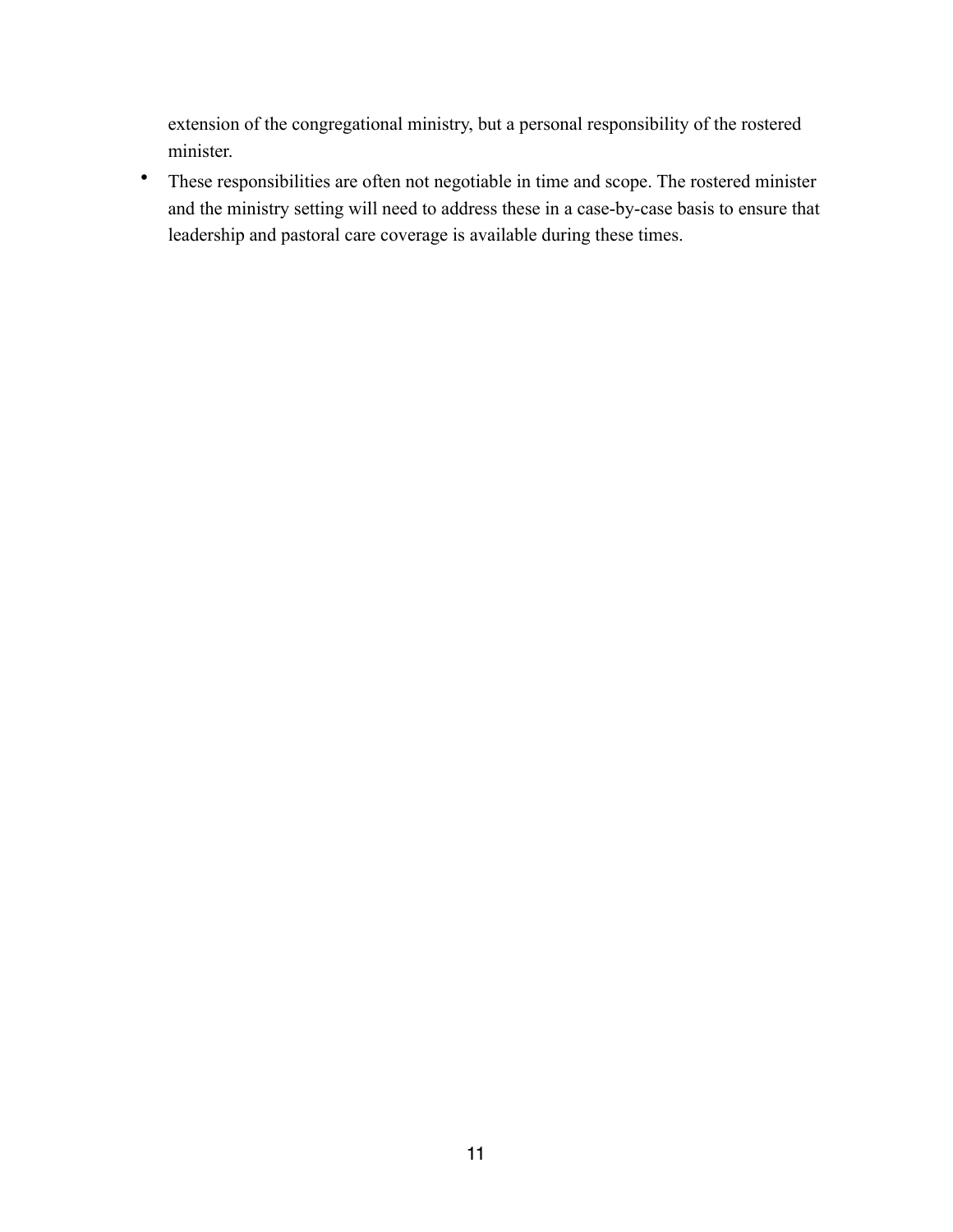extension of the congregational ministry, but a personal responsibility of the rostered minister.

- These responsibilities are often not negotiable in time and scope. The rostered minister and the ministry setting will need to address these in a case-by-case basis to ensure that leadership and pastoral care coverage is available during these times.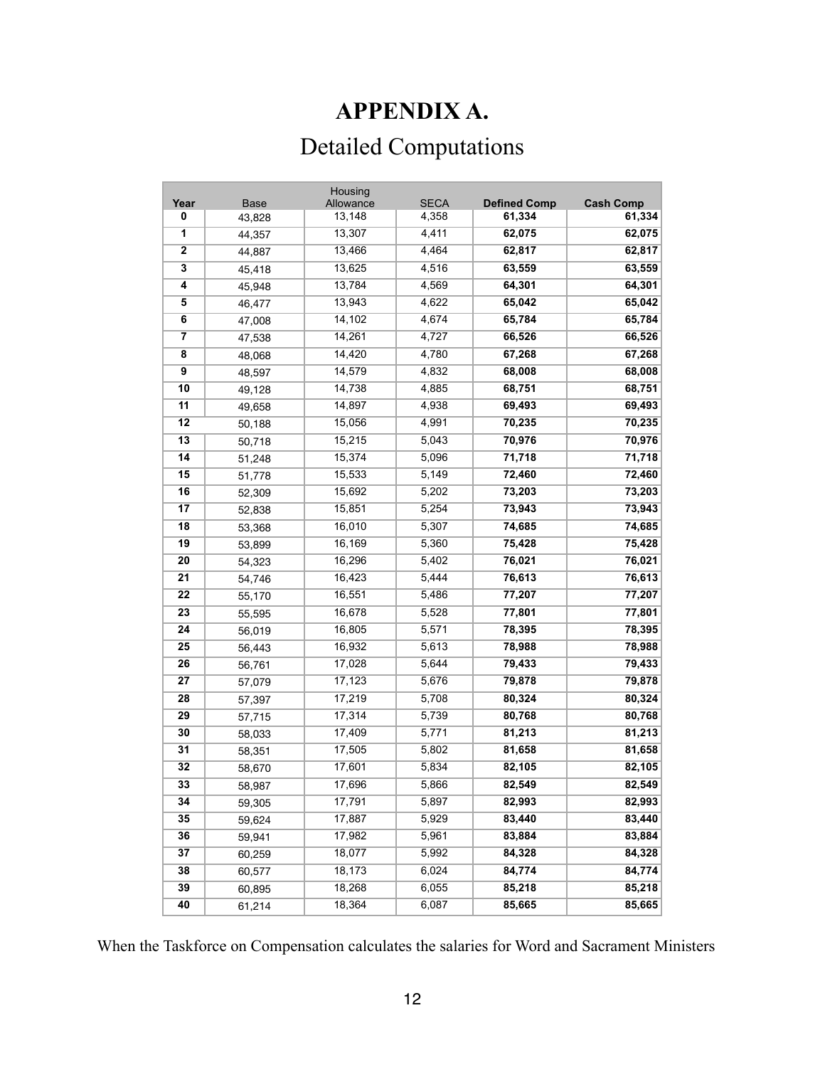# APPENDIX A.

## Detailed Computations

| Year | Base | Housing Allowance | SECA | **Defined Comp** | **Cash Comp** |
|---|---|---|---|---|---|
| **0** | 43,828 | 13,148 | 4,358 | **61,334** | **61,334** |
| **1** | 44,357 | 13,307 | 4,411 | **62,075** | **62,075** |
| **2** | 44,887 | 13,466 | 4,464 | **62,817** | **62,817** |
| **3** | 45,418 | 13,625 | 4,516 | **63,559** | **63,559** |
| **4** | 45,948 | 13,784 | 4,569 | **64,301** | **64,301** |
| **5** | 46,477 | 13,943 | 4,622 | **65,042** | **65,042** |
| **6** | 47,008 | 14,102 | 4,674 | **65,784** | **65,784** |
| **7** | 47,538 | 14,261 | 4,727 | **66,526** | **66,526** |
| **8** | 48,068 | 14,420 | 4,780 | **67,268** | **67,268** |
| **9** | 48,597 | 14,579 | 4,832 | **68,008** | **68,008** |
| **10** | 49,128 | 14,738 | 4,885 | **68,751** | **68,751** |
| **11** | 49,658 | 14,897 | 4,938 | **69,493** | **69,493** |
| **12** | 50,188 | 15,056 | 4,991 | **70,235** | **70,235** |
| **13** | 50,718 | 15,215 | 5,043 | **70,976** | **70,976** |
| **14** | 51,248 | 15,374 | 5,096 | **71,718** | **71,718** |
| **15** | 51,778 | 15,533 | 5,149 | **72,460** | **72,460** |
| **16** | 52,309 | 15,692 | 5,202 | **73,203** | **73,203** |
| **17** | 52,838 | 15,851 | 5,254 | **73,943** | **73,943** |
| **18** | 53,368 | 16,010 | 5,307 | **74,685** | **74,685** |
| **19** | 53,899 | 16,169 | 5,360 | **75,428** | **75,428** |
| **20** | 54,323 | 16,296 | 5,402 | **76,021** | **76,021** |
| **21** | 54,746 | 16,423 | 5,444 | **76,613** | **76,613** |
| **22** | 55,170 | 16,551 | 5,486 | **77,207** | **77,207** |
| **23** | 55,595 | 16,678 | 5,528 | **77,801** | **77,801** |
| **24** | 56,019 | 16,805 | 5,571 | **78,395** | **78,395** |
| **25** | 56,443 | 16,932 | 5,613 | **78,988** | **78,988** |
| **26** | 56,761 | 17,028 | 5,644 | **79,433** | **79,433** |
| **27** | 57,079 | 17,123 | 5,676 | **79,878** | **79,878** |
| **28** | 57,397 | 17,219 | 5,708 | **80,324** | **80,324** |
| **29** | 57,715 | 17,314 | 5,739 | **80,768** | **80,768** |
| **30** | 58,033 | 17,409 | 5,771 | **81,213** | **81,213** |
| **31** | 58,351 | 17,505 | 5,802 | **81,658** | **81,658** |
| **32** | 58,670 | 17,601 | 5,834 | **82,105** | **82,105** |
| **33** | 58,987 | 17,696 | 5,866 | **82,549** | **82,549** |
| **34** | 59,305 | 17,791 | 5,897 | **82,993** | **82,993** |
| **35** | 59,624 | 17,887 | 5,929 | **83,440** | **83,440** |
| **36** | 59,941 | 17,982 | 5,961 | **83,884** | **83,884** |
| **37** | 60,259 | 18,077 | 5,992 | **84,328** | **84,328** |
| **38** | 60,577 | 18,173 | 6,024 | **84,774** | **84,774** |
| **39** | 60,895 | 18,268 | 6,055 | **85,218** | **85,218** |
| **40** | 61,214 | 18,364 | 6,087 | **85,665** | **85,665** |

When the Taskforce on Compensation calculates the salaries for Word and Sacrament Ministers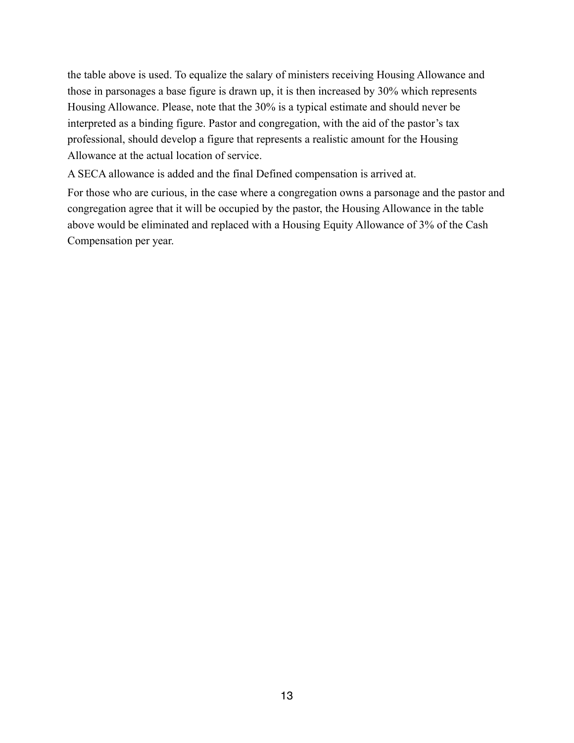the table above is used. To equalize the salary of ministers receiving Housing Allowance and those in parsonages a base figure is drawn up, it is then increased by 30% which represents Housing Allowance. Please, note that the 30% is a typical estimate and should never be interpreted as a binding figure. Pastor and congregation, with the aid of the pastor's tax professional, should develop a figure that represents a realistic amount for the Housing Allowance at the actual location of service.

A SECA allowance is added and the final Defined compensation is arrived at.

For those who are curious, in the case where a congregation owns a parsonage and the pastor and congregation agree that it will be occupied by the pastor, the Housing Allowance in the table above would be eliminated and replaced with a Housing Equity Allowance of 3% of the Cash Compensation per year.